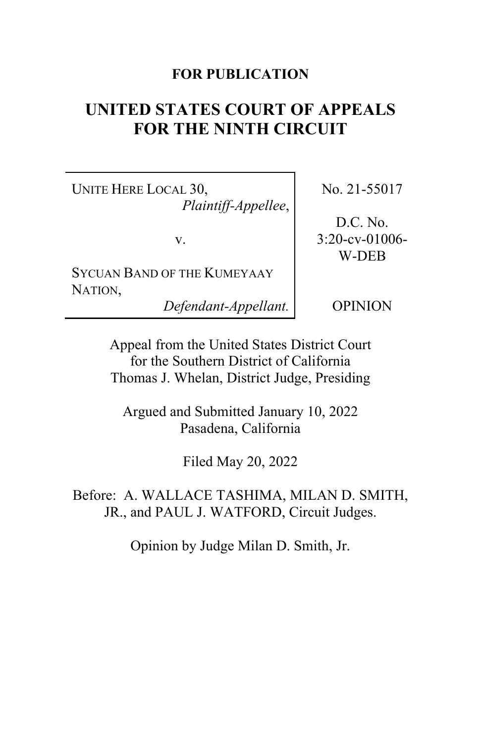**FOR PUBLICATION**

# UNITED STATES COURT OF APPEALS FOR THE NINTH CIRCUIT

UNITE HERE LOCAL 30,
*Plaintiff-Appellee*,

v.

SYCUAN BAND OF THE KUMEYAAY NATION,
*Defendant-Appellant.*

No. 21-55017

D.C. No. 3:20-cv-01006-W-DEB

OPINION

Appeal from the United States District Court
for the Southern District of California
Thomas J. Whelan, District Judge, Presiding

Argued and Submitted January 10, 2022
Pasadena, California

Filed May 20, 2022

Before: A. WALLACE TASHIMA, MILAN D. SMITH, JR., and PAUL J. WATFORD, Circuit Judges.

Opinion by Judge Milan D. Smith, Jr.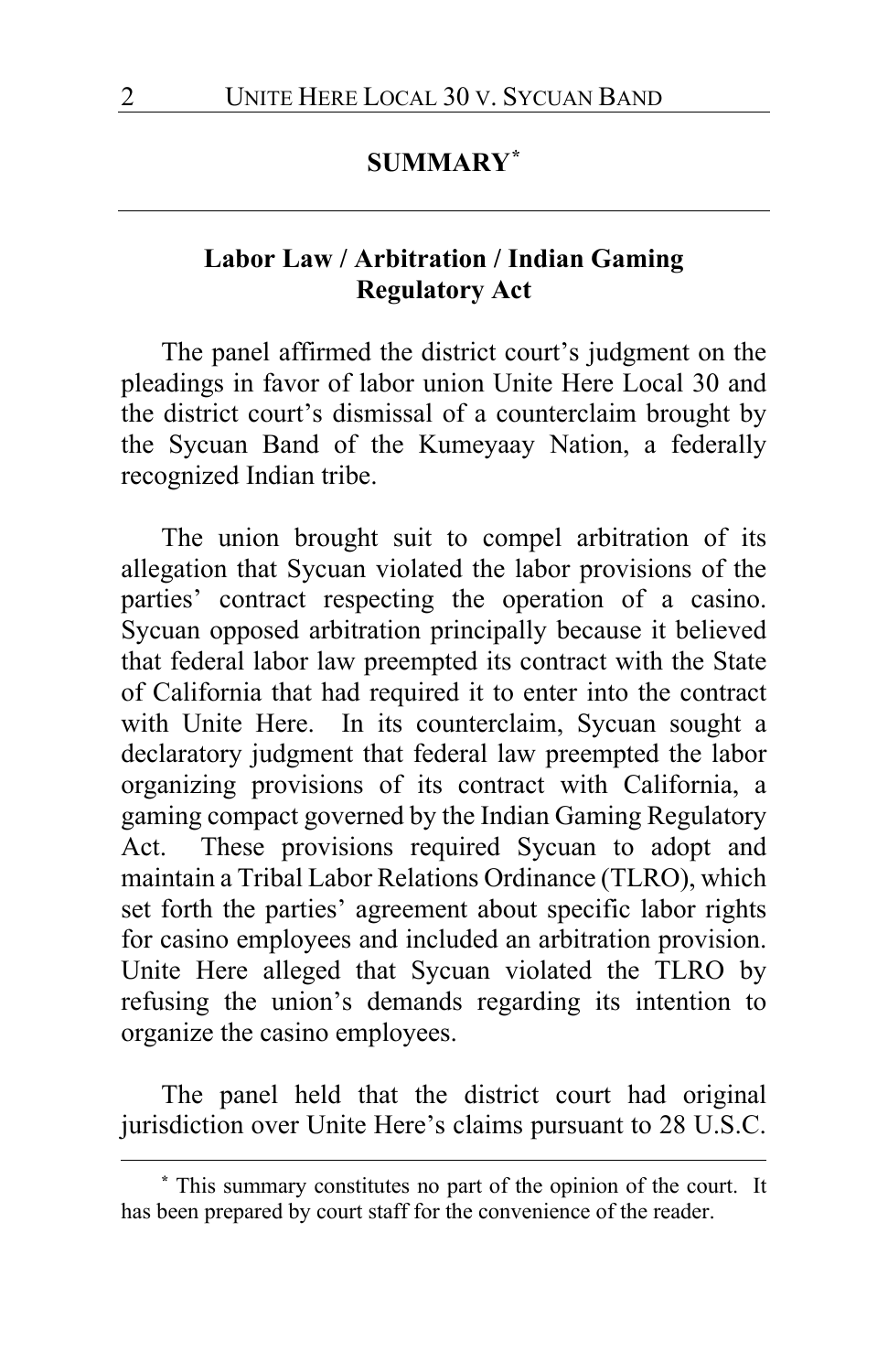## SUMMARY[*]

### Labor Law / Arbitration / Indian Gaming Regulatory Act

The panel affirmed the district court's judgment on the pleadings in favor of labor union Unite Here Local 30 and the district court's dismissal of a counterclaim brought by the Sycuan Band of the Kumeyaay Nation, a federally recognized Indian tribe.

The union brought suit to compel arbitration of its allegation that Sycuan violated the labor provisions of the parties' contract respecting the operation of a casino. Sycuan opposed arbitration principally because it believed that federal labor law preempted its contract with the State of California that had required it to enter into the contract with Unite Here. In its counterclaim, Sycuan sought a declaratory judgment that federal law preempted the labor organizing provisions of its contract with California, a gaming compact governed by the Indian Gaming Regulatory Act. These provisions required Sycuan to adopt and maintain a Tribal Labor Relations Ordinance (TLRO), which set forth the parties' agreement about specific labor rights for casino employees and included an arbitration provision. Unite Here alleged that Sycuan violated the TLRO by refusing the union's demands regarding its intention to organize the casino employees.

The panel held that the district court had original jurisdiction over Unite Here's claims pursuant to 28 U.S.C.

[*] This summary constitutes no part of the opinion of the court. It has been prepared by court staff for the convenience of the reader.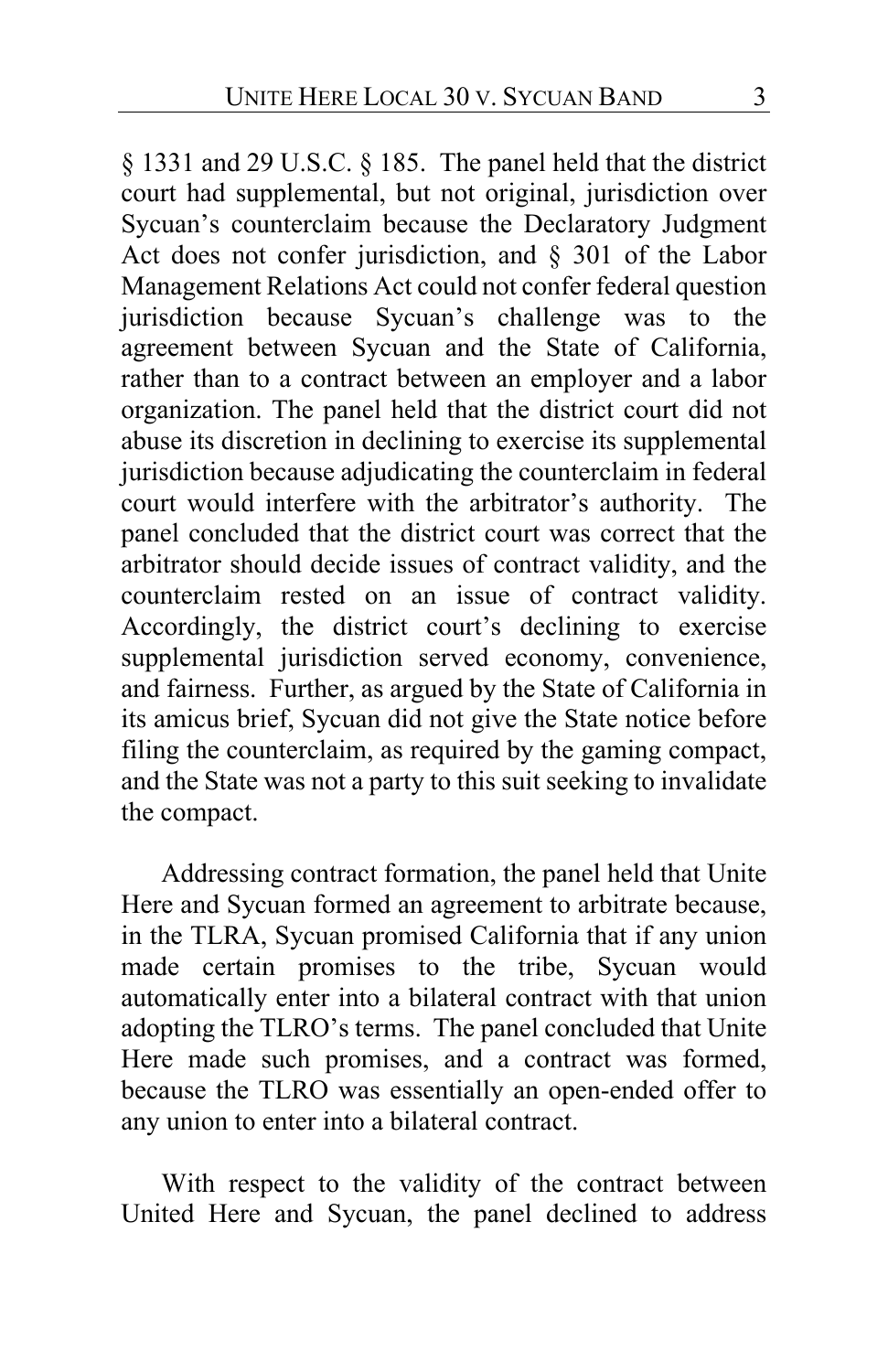§ 1331 and 29 U.S.C. § 185. The panel held that the district court had supplemental, but not original, jurisdiction over Sycuan's counterclaim because the Declaratory Judgment Act does not confer jurisdiction, and § 301 of the Labor Management Relations Act could not confer federal question jurisdiction because Sycuan's challenge was to the agreement between Sycuan and the State of California, rather than to a contract between an employer and a labor organization. The panel held that the district court did not abuse its discretion in declining to exercise its supplemental jurisdiction because adjudicating the counterclaim in federal court would interfere with the arbitrator's authority. The panel concluded that the district court was correct that the arbitrator should decide issues of contract validity, and the counterclaim rested on an issue of contract validity. Accordingly, the district court's declining to exercise supplemental jurisdiction served economy, convenience, and fairness. Further, as argued by the State of California in its amicus brief, Sycuan did not give the State notice before filing the counterclaim, as required by the gaming compact, and the State was not a party to this suit seeking to invalidate the compact.

Addressing contract formation, the panel held that Unite Here and Sycuan formed an agreement to arbitrate because, in the TLRA, Sycuan promised California that if any union made certain promises to the tribe, Sycuan would automatically enter into a bilateral contract with that union adopting the TLRO's terms. The panel concluded that Unite Here made such promises, and a contract was formed, because the TLRO was essentially an open-ended offer to any union to enter into a bilateral contract.

With respect to the validity of the contract between United Here and Sycuan, the panel declined to address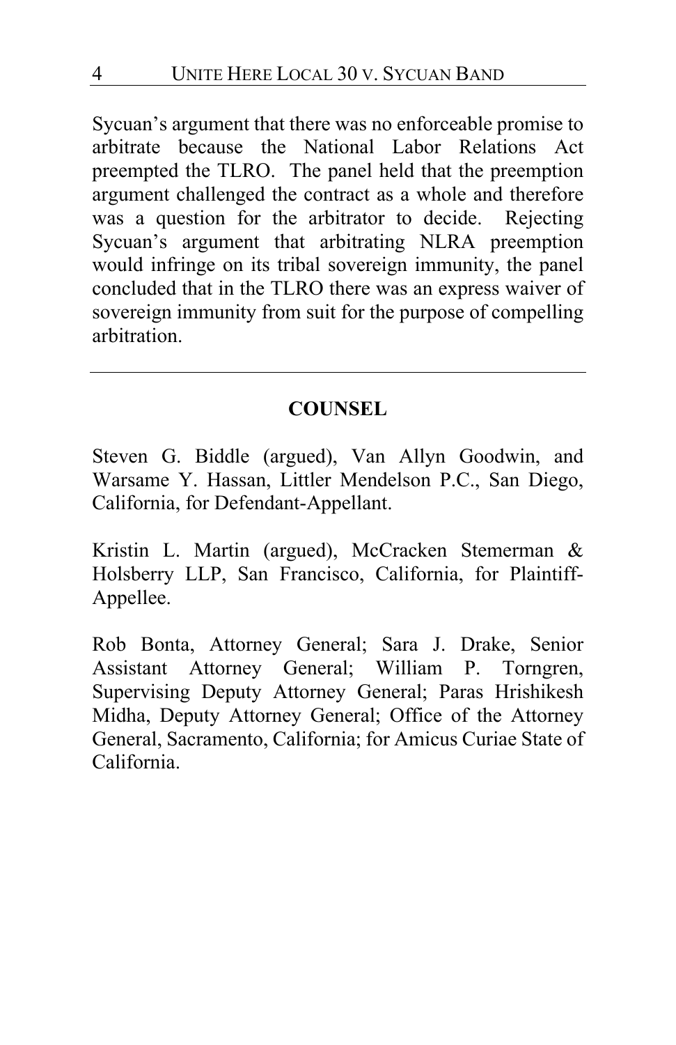Sycuan's argument that there was no enforceable promise to arbitrate because the National Labor Relations Act preempted the TLRO. The panel held that the preemption argument challenged the contract as a whole and therefore was a question for the arbitrator to decide. Rejecting Sycuan's argument that arbitrating NLRA preemption would infringe on its tribal sovereign immunity, the panel concluded that in the TLRO there was an express waiver of sovereign immunity from suit for the purpose of compelling arbitration.

---

## COUNSEL

Steven G. Biddle (argued), Van Allyn Goodwin, and Warsame Y. Hassan, Littler Mendelson P.C., San Diego, California, for Defendant-Appellant.

Kristin L. Martin (argued), McCracken Stemerman & Holsberry LLP, San Francisco, California, for Plaintiff-Appellee.

Rob Bonta, Attorney General; Sara J. Drake, Senior Assistant Attorney General; William P. Torngren, Supervising Deputy Attorney General; Paras Hrishikesh Midha, Deputy Attorney General; Office of the Attorney General, Sacramento, California; for Amicus Curiae State of California.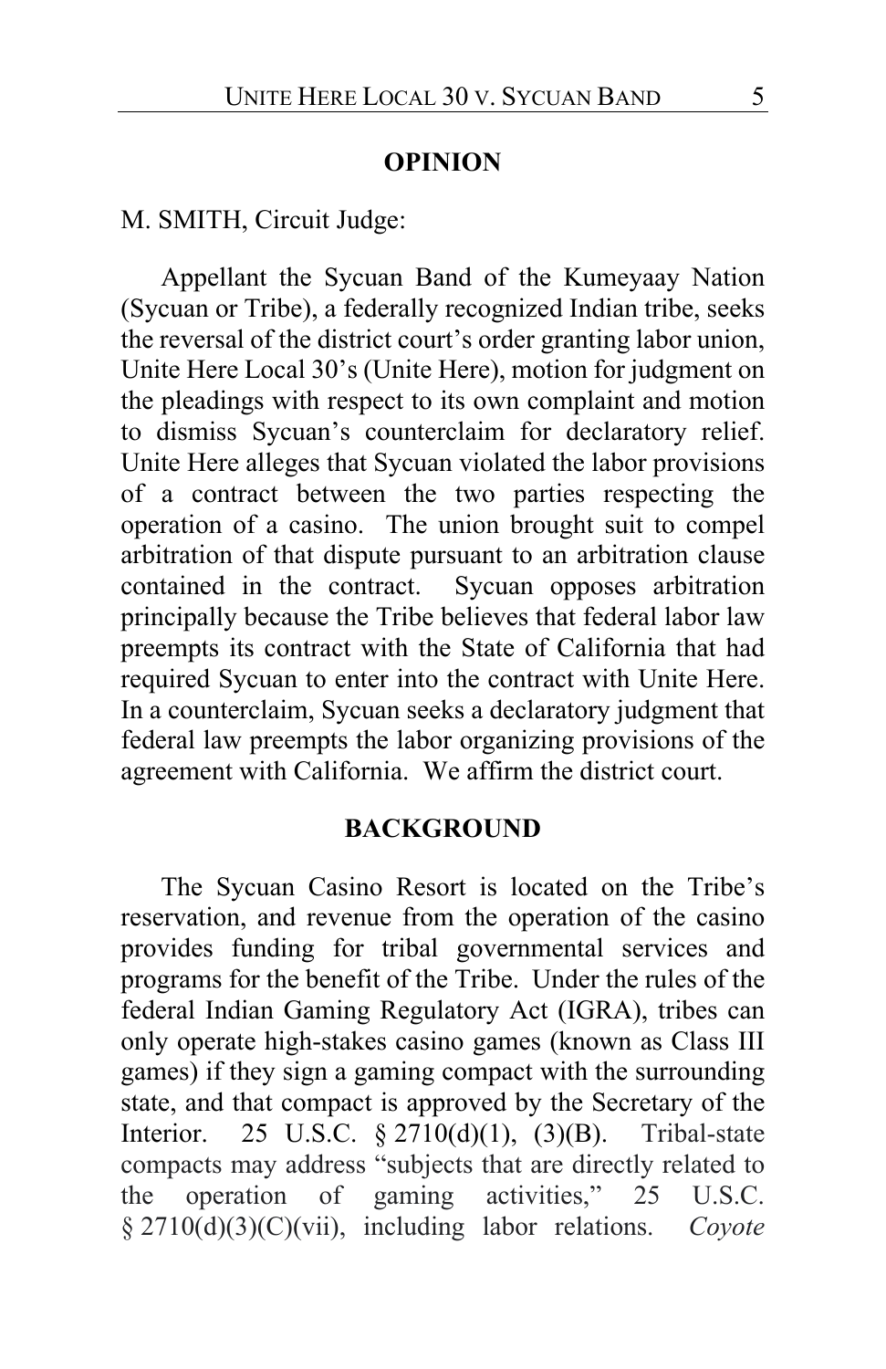## OPINION

M. SMITH, Circuit Judge:

Appellant the Sycuan Band of the Kumeyaay Nation (Sycuan or Tribe), a federally recognized Indian tribe, seeks the reversal of the district court's order granting labor union, Unite Here Local 30's (Unite Here), motion for judgment on the pleadings with respect to its own complaint and motion to dismiss Sycuan's counterclaim for declaratory relief. Unite Here alleges that Sycuan violated the labor provisions of a contract between the two parties respecting the operation of a casino. The union brought suit to compel arbitration of that dispute pursuant to an arbitration clause contained in the contract. Sycuan opposes arbitration principally because the Tribe believes that federal labor law preempts its contract with the State of California that had required Sycuan to enter into the contract with Unite Here. In a counterclaim, Sycuan seeks a declaratory judgment that federal law preempts the labor organizing provisions of the agreement with California. We affirm the district court.

## BACKGROUND

The Sycuan Casino Resort is located on the Tribe's reservation, and revenue from the operation of the casino provides funding for tribal governmental services and programs for the benefit of the Tribe. Under the rules of the federal Indian Gaming Regulatory Act (IGRA), tribes can only operate high-stakes casino games (known as Class III games) if they sign a gaming compact with the surrounding state, and that compact is approved by the Secretary of the Interior. 25 U.S.C. § 2710(d)(1), (3)(B). Tribal-state compacts may address "subjects that are directly related to the operation of gaming activities," 25 U.S.C. § 2710(d)(3)(C)(vii), including labor relations. *Coyote*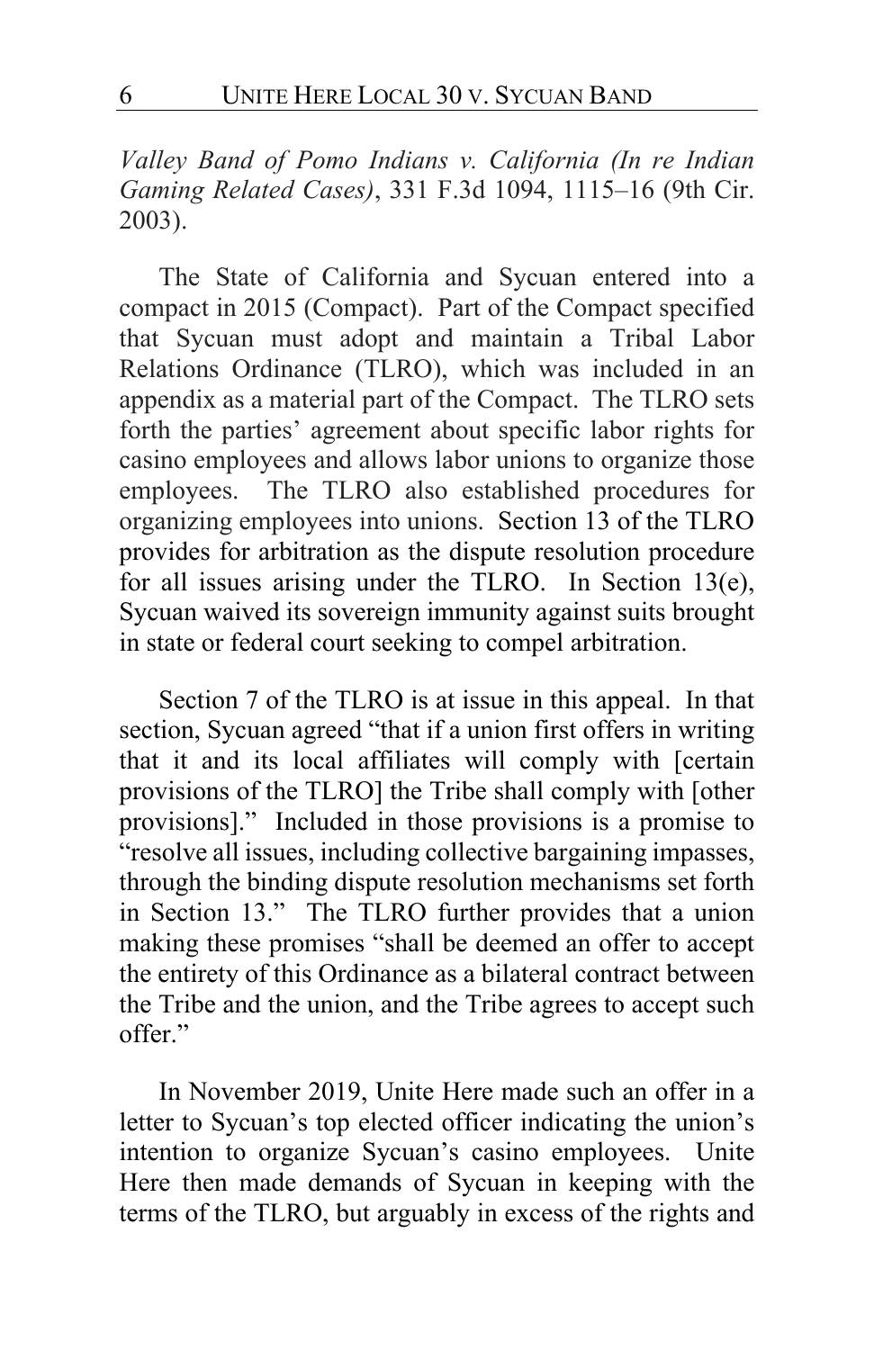*Valley Band of Pomo Indians v. California (In re Indian Gaming Related Cases)*, 331 F.3d 1094, 1115–16 (9th Cir. 2003).

The State of California and Sycuan entered into a compact in 2015 (Compact). Part of the Compact specified that Sycuan must adopt and maintain a Tribal Labor Relations Ordinance (TLRO), which was included in an appendix as a material part of the Compact. The TLRO sets forth the parties' agreement about specific labor rights for casino employees and allows labor unions to organize those employees. The TLRO also established procedures for organizing employees into unions. Section 13 of the TLRO provides for arbitration as the dispute resolution procedure for all issues arising under the TLRO. In Section 13(e), Sycuan waived its sovereign immunity against suits brought in state or federal court seeking to compel arbitration.

Section 7 of the TLRO is at issue in this appeal. In that section, Sycuan agreed "that if a union first offers in writing that it and its local affiliates will comply with [certain provisions of the TLRO] the Tribe shall comply with [other provisions]." Included in those provisions is a promise to "resolve all issues, including collective bargaining impasses, through the binding dispute resolution mechanisms set forth in Section 13." The TLRO further provides that a union making these promises "shall be deemed an offer to accept the entirety of this Ordinance as a bilateral contract between the Tribe and the union, and the Tribe agrees to accept such offer."

In November 2019, Unite Here made such an offer in a letter to Sycuan's top elected officer indicating the union's intention to organize Sycuan's casino employees. Unite Here then made demands of Sycuan in keeping with the terms of the TLRO, but arguably in excess of the rights and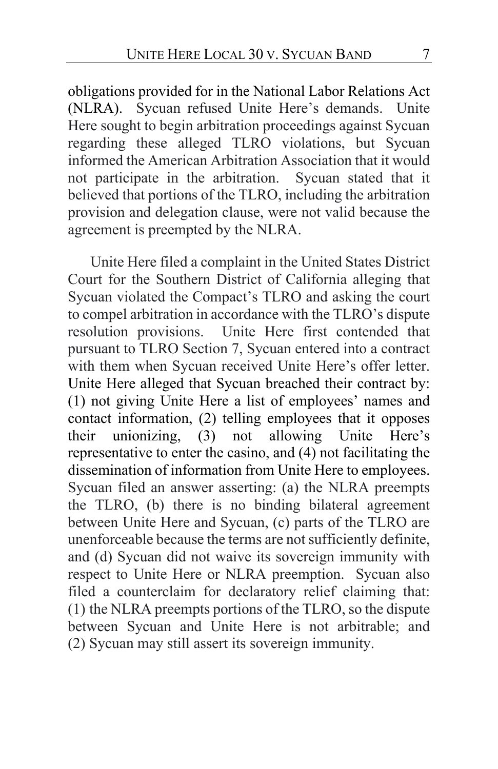obligations provided for in the National Labor Relations Act (NLRA). Sycuan refused Unite Here's demands. Unite Here sought to begin arbitration proceedings against Sycuan regarding these alleged TLRO violations, but Sycuan informed the American Arbitration Association that it would not participate in the arbitration. Sycuan stated that it believed that portions of the TLRO, including the arbitration provision and delegation clause, were not valid because the agreement is preempted by the NLRA.

Unite Here filed a complaint in the United States District Court for the Southern District of California alleging that Sycuan violated the Compact's TLRO and asking the court to compel arbitration in accordance with the TLRO's dispute resolution provisions. Unite Here first contended that pursuant to TLRO Section 7, Sycuan entered into a contract with them when Sycuan received Unite Here's offer letter. Unite Here alleged that Sycuan breached their contract by: (1) not giving Unite Here a list of employees' names and contact information, (2) telling employees that it opposes their unionizing, (3) not allowing Unite Here's representative to enter the casino, and (4) not facilitating the dissemination of information from Unite Here to employees. Sycuan filed an answer asserting: (a) the NLRA preempts the TLRO, (b) there is no binding bilateral agreement between Unite Here and Sycuan, (c) parts of the TLRO are unenforceable because the terms are not sufficiently definite, and (d) Sycuan did not waive its sovereign immunity with respect to Unite Here or NLRA preemption. Sycuan also filed a counterclaim for declaratory relief claiming that: (1) the NLRA preempts portions of the TLRO, so the dispute between Sycuan and Unite Here is not arbitrable; and (2) Sycuan may still assert its sovereign immunity.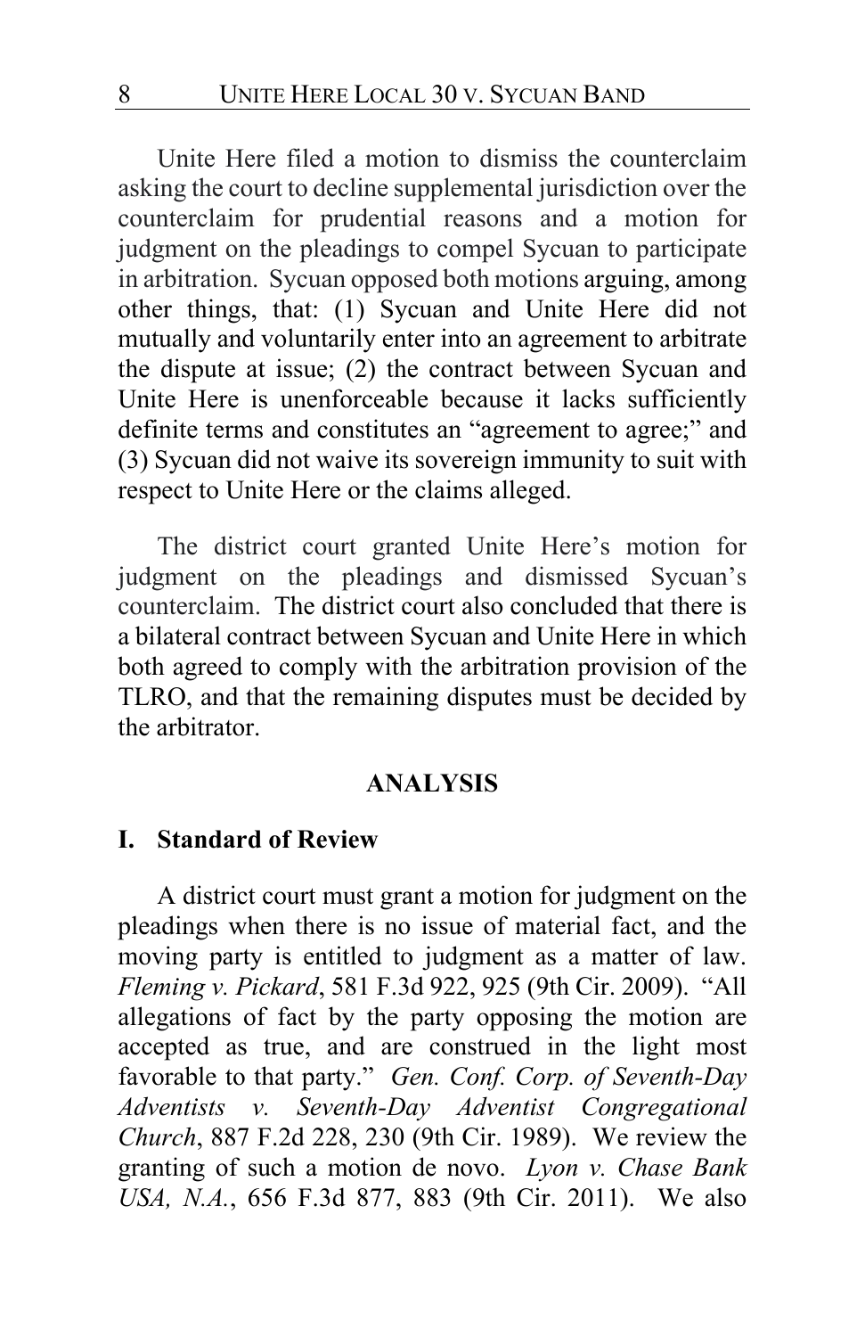Unite Here filed a motion to dismiss the counterclaim asking the court to decline supplemental jurisdiction over the counterclaim for prudential reasons and a motion for judgment on the pleadings to compel Sycuan to participate in arbitration. Sycuan opposed both motions arguing, among other things, that: (1) Sycuan and Unite Here did not mutually and voluntarily enter into an agreement to arbitrate the dispute at issue; (2) the contract between Sycuan and Unite Here is unenforceable because it lacks sufficiently definite terms and constitutes an "agreement to agree;" and (3) Sycuan did not waive its sovereign immunity to suit with respect to Unite Here or the claims alleged.

The district court granted Unite Here's motion for judgment on the pleadings and dismissed Sycuan's counterclaim. The district court also concluded that there is a bilateral contract between Sycuan and Unite Here in which both agreed to comply with the arbitration provision of the TLRO, and that the remaining disputes must be decided by the arbitrator.

## ANALYSIS

### I. Standard of Review

A district court must grant a motion for judgment on the pleadings when there is no issue of material fact, and the moving party is entitled to judgment as a matter of law. *Fleming v. Pickard*, 581 F.3d 922, 925 (9th Cir. 2009). "All allegations of fact by the party opposing the motion are accepted as true, and are construed in the light most favorable to that party." *Gen. Conf. Corp. of Seventh-Day Adventists v. Seventh-Day Adventist Congregational Church*, 887 F.2d 228, 230 (9th Cir. 1989). We review the granting of such a motion de novo. *Lyon v. Chase Bank USA, N.A.*, 656 F.3d 877, 883 (9th Cir. 2011). We also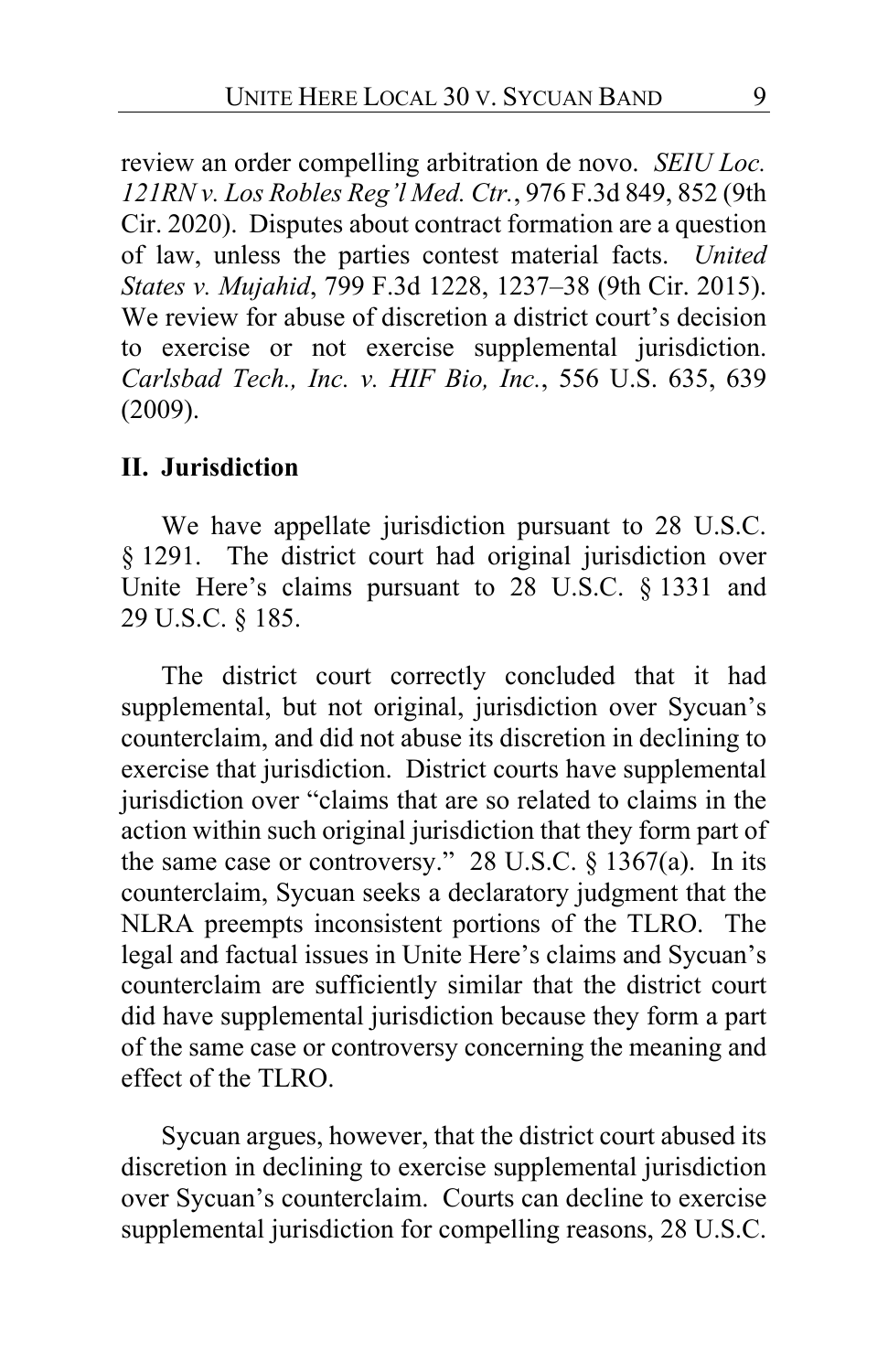review an order compelling arbitration de novo. *SEIU Loc. 121RN v. Los Robles Reg'l Med. Ctr.*, 976 F.3d 849, 852 (9th Cir. 2020). Disputes about contract formation are a question of law, unless the parties contest material facts. *United States v. Mujahid*, 799 F.3d 1228, 1237–38 (9th Cir. 2015). We review for abuse of discretion a district court's decision to exercise or not exercise supplemental jurisdiction. *Carlsbad Tech., Inc. v. HIF Bio, Inc.*, 556 U.S. 635, 639 (2009).

## II. Jurisdiction

We have appellate jurisdiction pursuant to 28 U.S.C. § 1291. The district court had original jurisdiction over Unite Here's claims pursuant to 28 U.S.C. § 1331 and 29 U.S.C. § 185.

The district court correctly concluded that it had supplemental, but not original, jurisdiction over Sycuan's counterclaim, and did not abuse its discretion in declining to exercise that jurisdiction. District courts have supplemental jurisdiction over "claims that are so related to claims in the action within such original jurisdiction that they form part of the same case or controversy." 28 U.S.C. § 1367(a). In its counterclaim, Sycuan seeks a declaratory judgment that the NLRA preempts inconsistent portions of the TLRO. The legal and factual issues in Unite Here's claims and Sycuan's counterclaim are sufficiently similar that the district court did have supplemental jurisdiction because they form a part of the same case or controversy concerning the meaning and effect of the TLRO.

Sycuan argues, however, that the district court abused its discretion in declining to exercise supplemental jurisdiction over Sycuan's counterclaim. Courts can decline to exercise supplemental jurisdiction for compelling reasons, 28 U.S.C.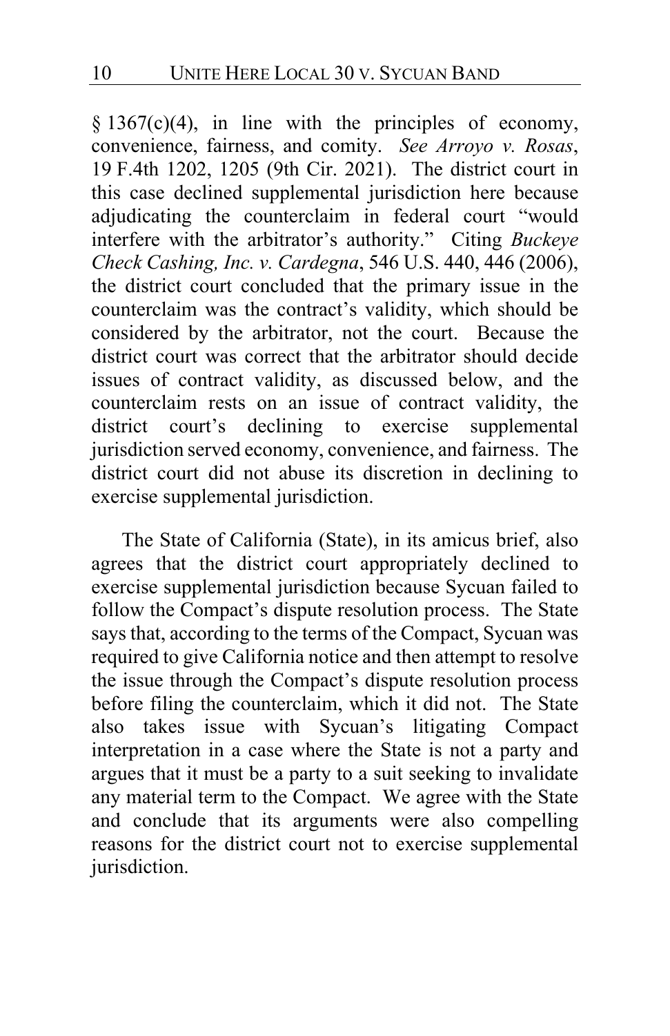§ 1367(c)(4), in line with the principles of economy, convenience, fairness, and comity. *See Arroyo v. Rosas*, 19 F.4th 1202, 1205 (9th Cir. 2021). The district court in this case declined supplemental jurisdiction here because adjudicating the counterclaim in federal court "would interfere with the arbitrator's authority." Citing *Buckeye Check Cashing, Inc. v. Cardegna*, 546 U.S. 440, 446 (2006), the district court concluded that the primary issue in the counterclaim was the contract's validity, which should be considered by the arbitrator, not the court. Because the district court was correct that the arbitrator should decide issues of contract validity, as discussed below, and the counterclaim rests on an issue of contract validity, the district court's declining to exercise supplemental jurisdiction served economy, convenience, and fairness. The district court did not abuse its discretion in declining to exercise supplemental jurisdiction.

The State of California (State), in its amicus brief, also agrees that the district court appropriately declined to exercise supplemental jurisdiction because Sycuan failed to follow the Compact's dispute resolution process. The State says that, according to the terms of the Compact, Sycuan was required to give California notice and then attempt to resolve the issue through the Compact's dispute resolution process before filing the counterclaim, which it did not. The State also takes issue with Sycuan's litigating Compact interpretation in a case where the State is not a party and argues that it must be a party to a suit seeking to invalidate any material term to the Compact. We agree with the State and conclude that its arguments were also compelling reasons for the district court not to exercise supplemental jurisdiction.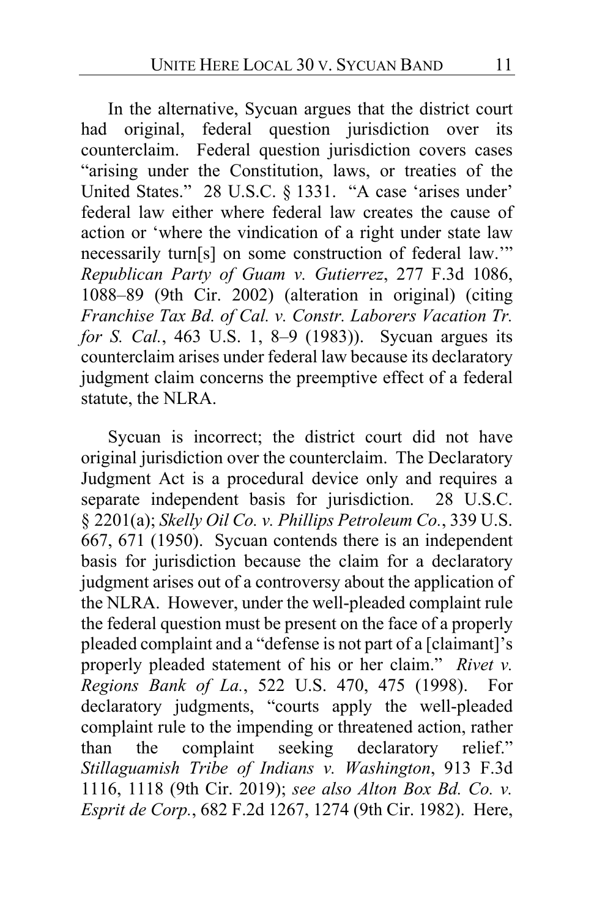In the alternative, Sycuan argues that the district court had original, federal question jurisdiction over its counterclaim. Federal question jurisdiction covers cases "arising under the Constitution, laws, or treaties of the United States." 28 U.S.C. § 1331. "A case 'arises under' federal law either where federal law creates the cause of action or 'where the vindication of a right under state law necessarily turn[s] on some construction of federal law.'" *Republican Party of Guam v. Gutierrez*, 277 F.3d 1086, 1088–89 (9th Cir. 2002) (alteration in original) (citing *Franchise Tax Bd. of Cal. v. Constr. Laborers Vacation Tr. for S. Cal.*, 463 U.S. 1, 8–9 (1983)). Sycuan argues its counterclaim arises under federal law because its declaratory judgment claim concerns the preemptive effect of a federal statute, the NLRA.

Sycuan is incorrect; the district court did not have original jurisdiction over the counterclaim. The Declaratory Judgment Act is a procedural device only and requires a separate independent basis for jurisdiction. 28 U.S.C. § 2201(a); *Skelly Oil Co. v. Phillips Petroleum Co.*, 339 U.S. 667, 671 (1950). Sycuan contends there is an independent basis for jurisdiction because the claim for a declaratory judgment arises out of a controversy about the application of the NLRA. However, under the well-pleaded complaint rule the federal question must be present on the face of a properly pleaded complaint and a "defense is not part of a [claimant]'s properly pleaded statement of his or her claim." *Rivet v. Regions Bank of La.*, 522 U.S. 470, 475 (1998). For declaratory judgments, "courts apply the well-pleaded complaint rule to the impending or threatened action, rather than the complaint seeking declaratory relief." *Stillaguamish Tribe of Indians v. Washington*, 913 F.3d 1116, 1118 (9th Cir. 2019); *see also Alton Box Bd. Co. v. Esprit de Corp.*, 682 F.2d 1267, 1274 (9th Cir. 1982). Here,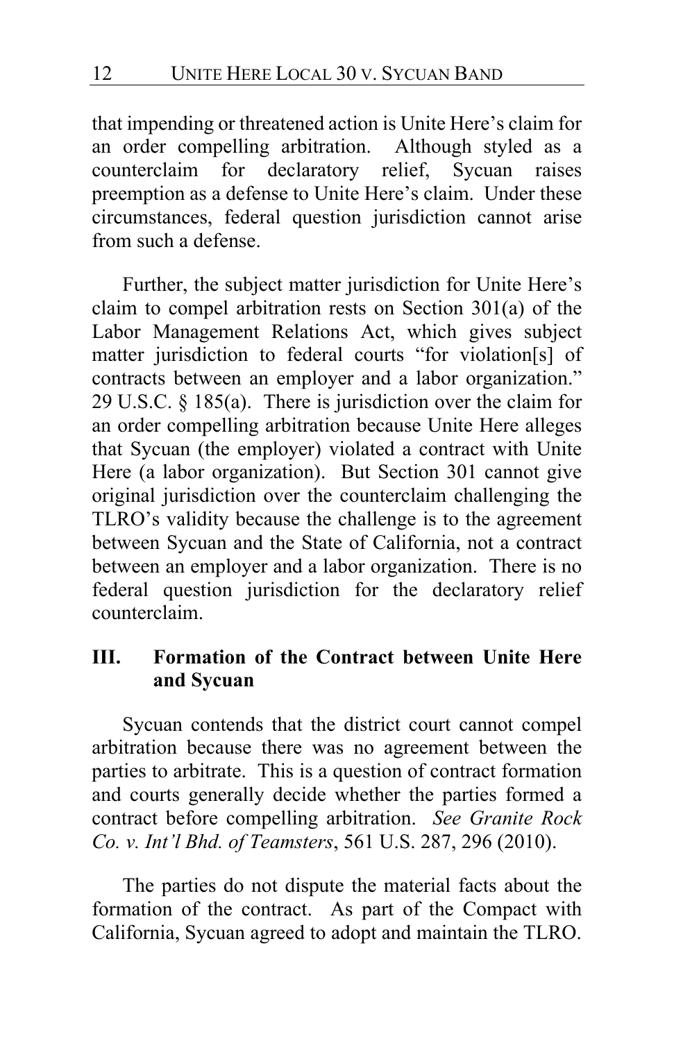that impending or threatened action is Unite Here's claim for an order compelling arbitration. Although styled as a counterclaim for declaratory relief, Sycuan raises preemption as a defense to Unite Here's claim. Under these circumstances, federal question jurisdiction cannot arise from such a defense.

Further, the subject matter jurisdiction for Unite Here's claim to compel arbitration rests on Section 301(a) of the Labor Management Relations Act, which gives subject matter jurisdiction to federal courts "for violation[s] of contracts between an employer and a labor organization." 29 U.S.C. § 185(a). There is jurisdiction over the claim for an order compelling arbitration because Unite Here alleges that Sycuan (the employer) violated a contract with Unite Here (a labor organization). But Section 301 cannot give original jurisdiction over the counterclaim challenging the TLRO's validity because the challenge is to the agreement between Sycuan and the State of California, not a contract between an employer and a labor organization. There is no federal question jurisdiction for the declaratory relief counterclaim.

## III. Formation of the Contract between Unite Here and Sycuan

Sycuan contends that the district court cannot compel arbitration because there was no agreement between the parties to arbitrate. This is a question of contract formation and courts generally decide whether the parties formed a contract before compelling arbitration. *See Granite Rock Co. v. Int'l Bhd. of Teamsters*, 561 U.S. 287, 296 (2010).

The parties do not dispute the material facts about the formation of the contract. As part of the Compact with California, Sycuan agreed to adopt and maintain the TLRO.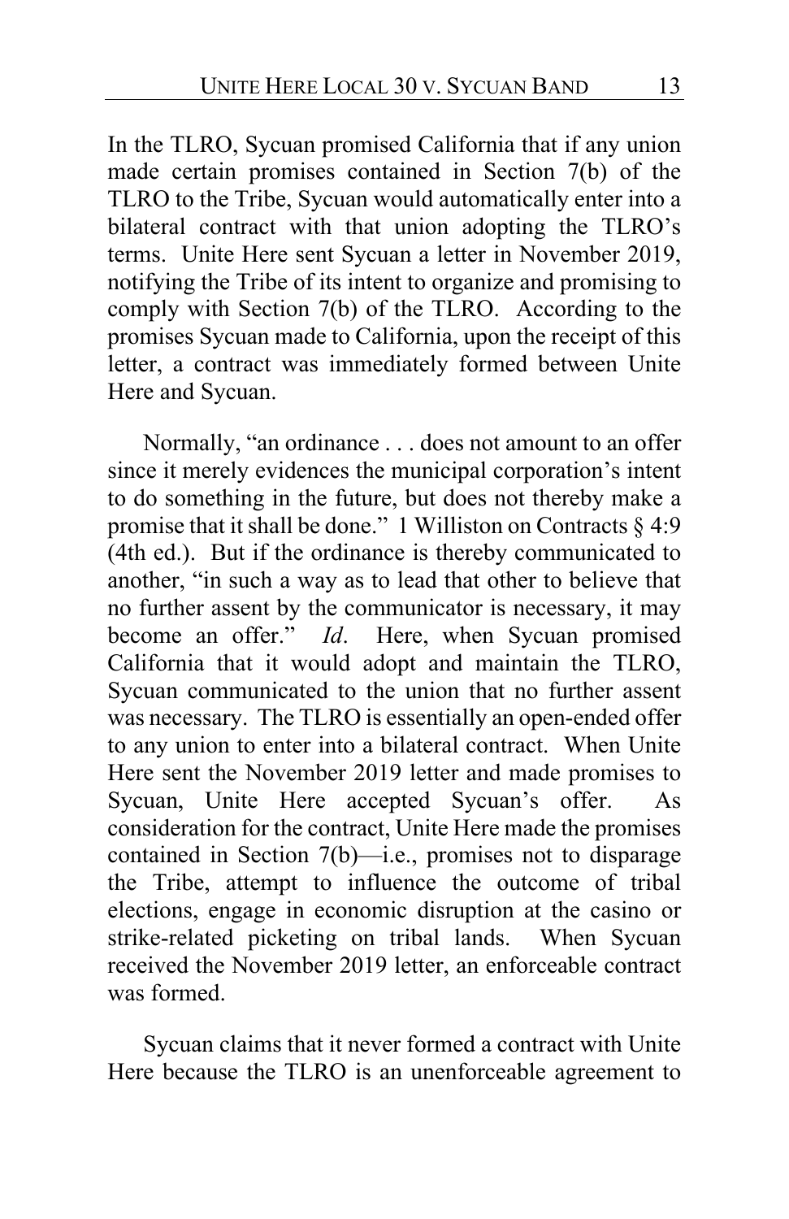In the TLRO, Sycuan promised California that if any union made certain promises contained in Section 7(b) of the TLRO to the Tribe, Sycuan would automatically enter into a bilateral contract with that union adopting the TLRO's terms. Unite Here sent Sycuan a letter in November 2019, notifying the Tribe of its intent to organize and promising to comply with Section 7(b) of the TLRO. According to the promises Sycuan made to California, upon the receipt of this letter, a contract was immediately formed between Unite Here and Sycuan.

Normally, "an ordinance . . . does not amount to an offer since it merely evidences the municipal corporation's intent to do something in the future, but does not thereby make a promise that it shall be done." 1 Williston on Contracts § 4:9 (4th ed.). But if the ordinance is thereby communicated to another, "in such a way as to lead that other to believe that no further assent by the communicator is necessary, it may become an offer." *Id*. Here, when Sycuan promised California that it would adopt and maintain the TLRO, Sycuan communicated to the union that no further assent was necessary. The TLRO is essentially an open-ended offer to any union to enter into a bilateral contract. When Unite Here sent the November 2019 letter and made promises to Sycuan, Unite Here accepted Sycuan's offer. As consideration for the contract, Unite Here made the promises contained in Section 7(b)—i.e., promises not to disparage the Tribe, attempt to influence the outcome of tribal elections, engage in economic disruption at the casino or strike-related picketing on tribal lands. When Sycuan received the November 2019 letter, an enforceable contract was formed.

Sycuan claims that it never formed a contract with Unite Here because the TLRO is an unenforceable agreement to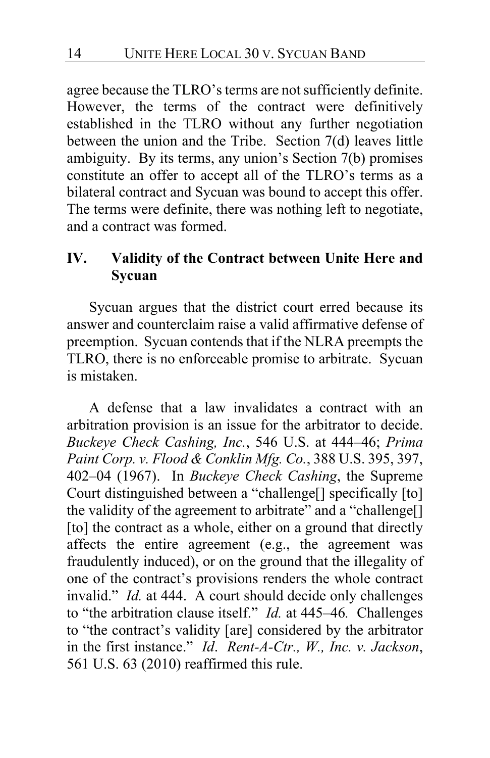agree because the TLRO's terms are not sufficiently definite. However, the terms of the contract were definitively established in the TLRO without any further negotiation between the union and the Tribe. Section 7(d) leaves little ambiguity. By its terms, any union's Section 7(b) promises constitute an offer to accept all of the TLRO's terms as a bilateral contract and Sycuan was bound to accept this offer. The terms were definite, there was nothing left to negotiate, and a contract was formed.

## IV. Validity of the Contract between Unite Here and Sycuan

Sycuan argues that the district court erred because its answer and counterclaim raise a valid affirmative defense of preemption. Sycuan contends that if the NLRA preempts the TLRO, there is no enforceable promise to arbitrate. Sycuan is mistaken.

A defense that a law invalidates a contract with an arbitration provision is an issue for the arbitrator to decide. *Buckeye Check Cashing, Inc.*, 546 U.S. at 444–46; *Prima Paint Corp. v. Flood & Conklin Mfg. Co.*, 388 U.S. 395, 397, 402–04 (1967). In *Buckeye Check Cashing*, the Supreme Court distinguished between a "challenge[] specifically [to] the validity of the agreement to arbitrate" and a "challenge[] [to] the contract as a whole, either on a ground that directly affects the entire agreement (e.g., the agreement was fraudulently induced), or on the ground that the illegality of one of the contract's provisions renders the whole contract invalid." *Id.* at 444. A court should decide only challenges to "the arbitration clause itself." *Id.* at 445–46. Challenges to "the contract's validity [are] considered by the arbitrator in the first instance." *Id*. *Rent-A-Ctr., W., Inc. v. Jackson*, 561 U.S. 63 (2010) reaffirmed this rule.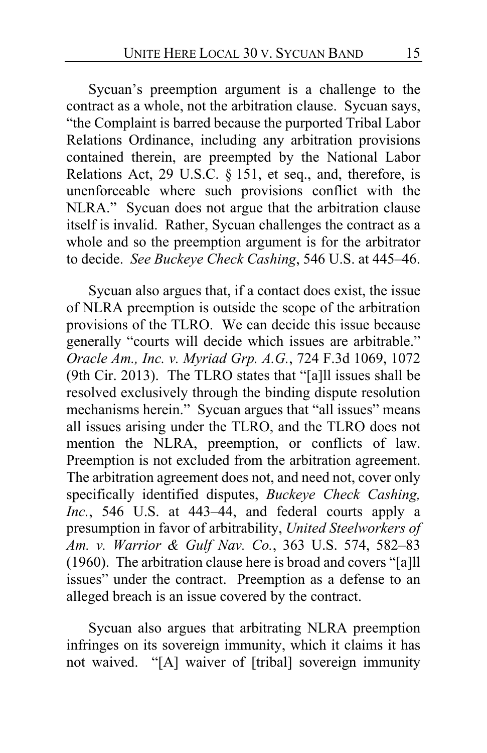Sycuan's preemption argument is a challenge to the contract as a whole, not the arbitration clause. Sycuan says, "the Complaint is barred because the purported Tribal Labor Relations Ordinance, including any arbitration provisions contained therein, are preempted by the National Labor Relations Act, 29 U.S.C. § 151, et seq., and, therefore, is unenforceable where such provisions conflict with the NLRA." Sycuan does not argue that the arbitration clause itself is invalid. Rather, Sycuan challenges the contract as a whole and so the preemption argument is for the arbitrator to decide. *See Buckeye Check Cashing*, 546 U.S. at 445–46.

Sycuan also argues that, if a contact does exist, the issue of NLRA preemption is outside the scope of the arbitration provisions of the TLRO. We can decide this issue because generally "courts will decide which issues are arbitrable." *Oracle Am., Inc. v. Myriad Grp. A.G.*, 724 F.3d 1069, 1072 (9th Cir. 2013). The TLRO states that "[a]ll issues shall be resolved exclusively through the binding dispute resolution mechanisms herein." Sycuan argues that "all issues" means all issues arising under the TLRO, and the TLRO does not mention the NLRA, preemption, or conflicts of law. Preemption is not excluded from the arbitration agreement. The arbitration agreement does not, and need not, cover only specifically identified disputes, *Buckeye Check Cashing, Inc.*, 546 U.S. at 443–44, and federal courts apply a presumption in favor of arbitrability, *United Steelworkers of Am. v. Warrior & Gulf Nav. Co.*, 363 U.S. 574, 582–83 (1960). The arbitration clause here is broad and covers "[a]ll issues" under the contract. Preemption as a defense to an alleged breach is an issue covered by the contract.

Sycuan also argues that arbitrating NLRA preemption infringes on its sovereign immunity, which it claims it has not waived. "[A] waiver of [tribal] sovereign immunity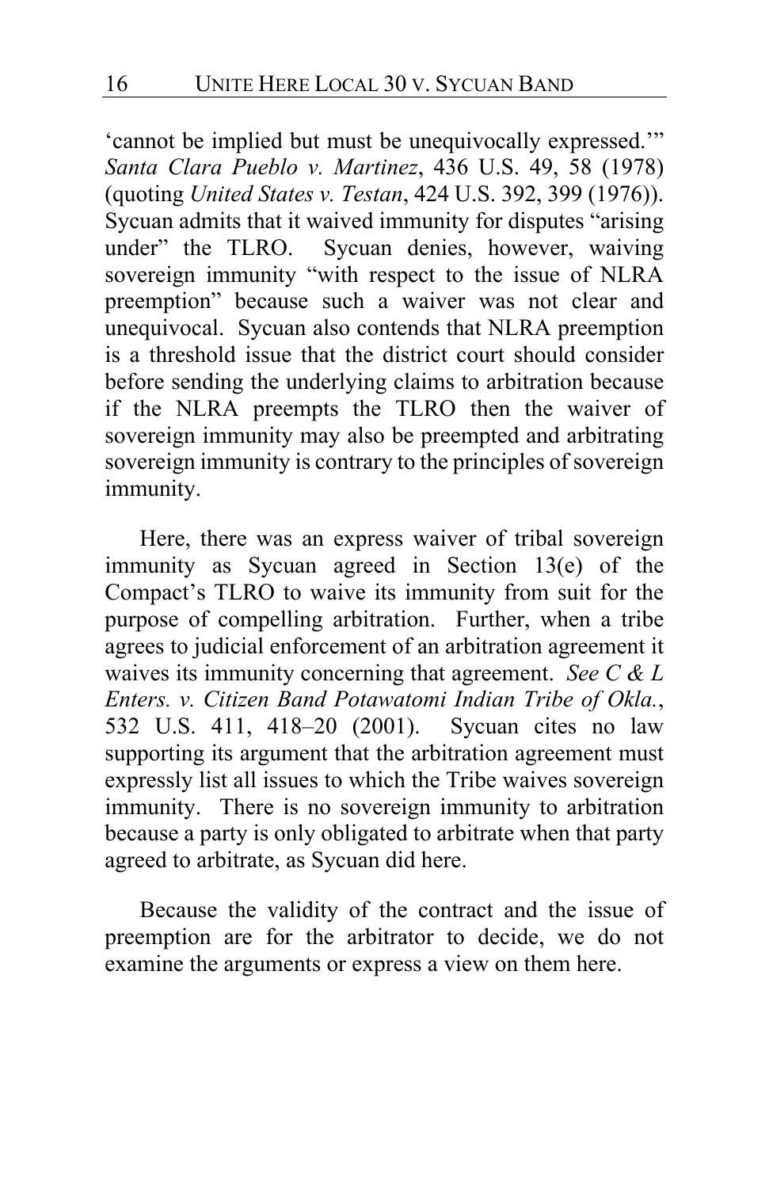'cannot be implied but must be unequivocally expressed.'" *Santa Clara Pueblo v. Martinez*, 436 U.S. 49, 58 (1978) (quoting *United States v. Testan*, 424 U.S. 392, 399 (1976)). Sycuan admits that it waived immunity for disputes "arising under" the TLRO. Sycuan denies, however, waiving sovereign immunity "with respect to the issue of NLRA preemption" because such a waiver was not clear and unequivocal. Sycuan also contends that NLRA preemption is a threshold issue that the district court should consider before sending the underlying claims to arbitration because if the NLRA preempts the TLRO then the waiver of sovereign immunity may also be preempted and arbitrating sovereign immunity is contrary to the principles of sovereign immunity.

Here, there was an express waiver of tribal sovereign immunity as Sycuan agreed in Section 13(e) of the Compact's TLRO to waive its immunity from suit for the purpose of compelling arbitration. Further, when a tribe agrees to judicial enforcement of an arbitration agreement it waives its immunity concerning that agreement. *See C & L Enters. v. Citizen Band Potawatomi Indian Tribe of Okla.*, 532 U.S. 411, 418–20 (2001). Sycuan cites no law supporting its argument that the arbitration agreement must expressly list all issues to which the Tribe waives sovereign immunity. There is no sovereign immunity to arbitration because a party is only obligated to arbitrate when that party agreed to arbitrate, as Sycuan did here.

Because the validity of the contract and the issue of preemption are for the arbitrator to decide, we do not examine the arguments or express a view on them here.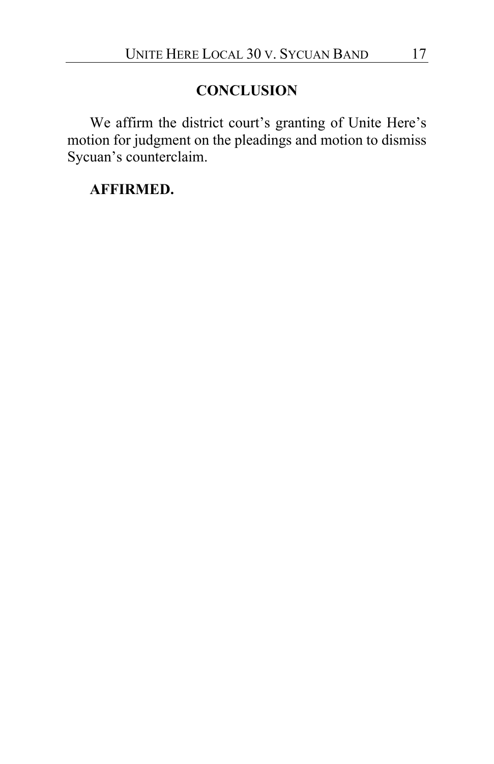## CONCLUSION

We affirm the district court's granting of Unite Here's motion for judgment on the pleadings and motion to dismiss Sycuan's counterclaim.

**AFFIRMED.**